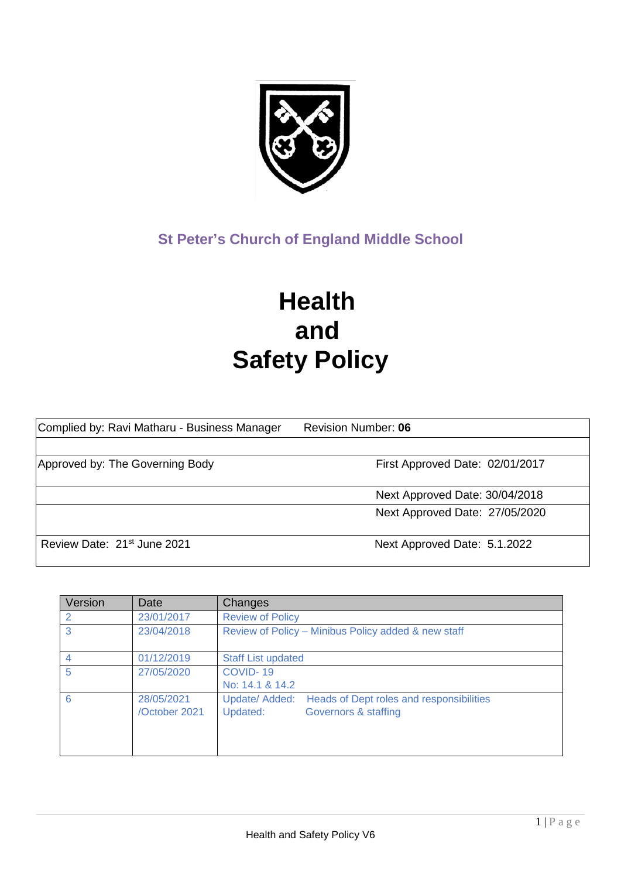St Peter's Church of England Middle School

# Health and Safety Policy

| Complied by: Ravi Matharu - Business Manager | Revision Number: **06** |
|---|---|
| | |
| Approved by: The Governing Body | First Approved Date: 02/01/2017 |
| | Next Approved Date: 30/04/2018 |
| | Next Approved Date: 27/05/2020 |
| Review Date: 21st June 2021 | Next Approved Date: 5.1.2022 |

| Version | Date | Changes |
|---|---|---|
| 2 | 23/01/2017 | Review of Policy |
| 3 | 23/04/2018 | Review of Policy – Minibus Policy added & new staff |
| 4 | 01/12/2019 | Staff List updated |
| 5 | 27/05/2020 | COVID- 19<br>No: 14.1 & 14.2 |
| 6 | 28/05/2021 /October 2021 | Update/ Added: Heads of Dept roles and responsibilities<br>Updated: Governors & staffing |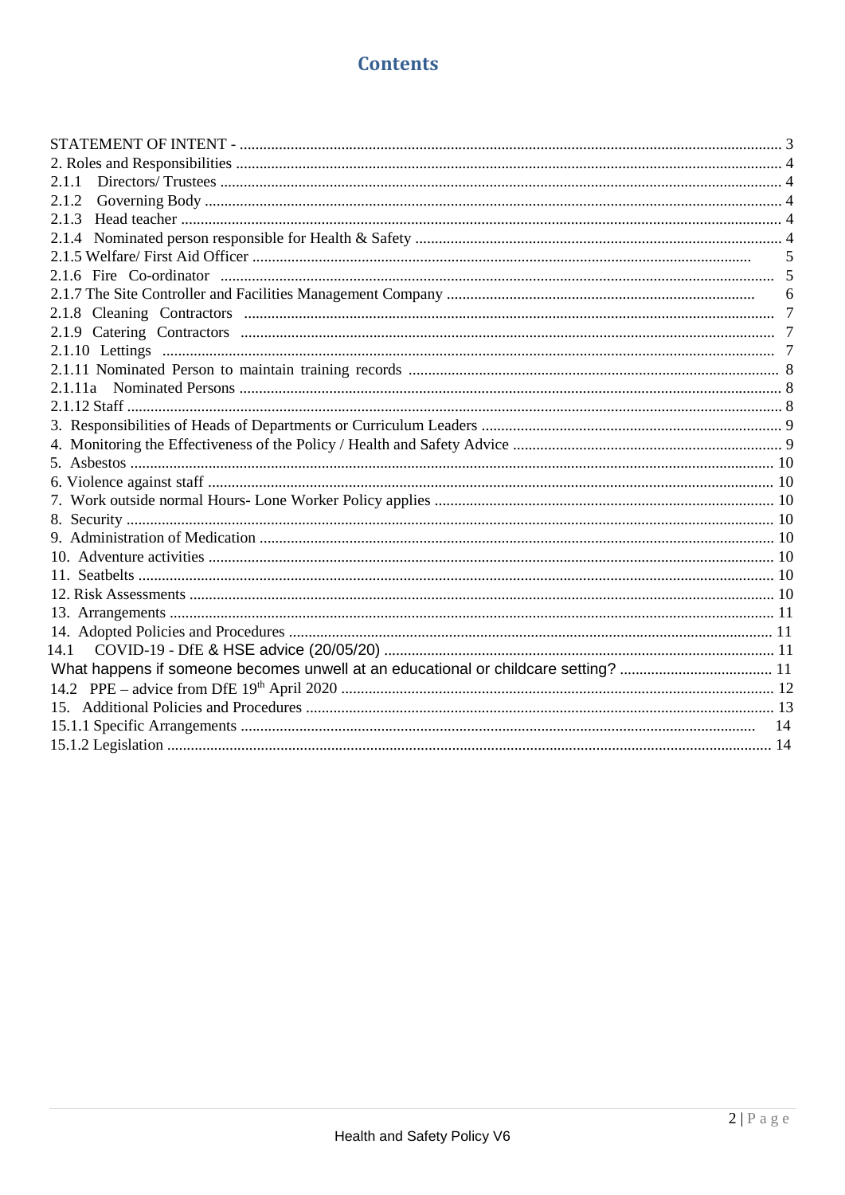# Contents

STATEMENT OF INTENT - ..... 3
2. Roles and Responsibilities ..... 4
2.1.1 Directors/ Trustees ..... 4
2.1.2 Governing Body ..... 4
2.1.3 Head teacher ..... 4
2.1.4 Nominated person responsible for Health & Safety ..... 4
2.1.5 Welfare/ First Aid Officer ..... 5
2.1.6 Fire Co-ordinator ..... 5
2.1.7 The Site Controller and Facilities Management Company ..... 6
2.1.8 Cleaning Contractors ..... 7
2.1.9 Catering Contractors ..... 7
2.1.10 Lettings ..... 7
2.1.11 Nominated Person to maintain training records ..... 8
2.1.11a Nominated Persons ..... 8
2.1.12 Staff ..... 8
3. Responsibilities of Heads of Departments or Curriculum Leaders ..... 9
4. Monitoring the Effectiveness of the Policy / Health and Safety Advice ..... 9
5. Asbestos ..... 10
6. Violence against staff ..... 10
7. Work outside normal Hours- Lone Worker Policy applies ..... 10
8. Security ..... 10
9. Administration of Medication ..... 10
10. Adventure activities ..... 10
11. Seatbelts ..... 10
12. Risk Assessments ..... 10
13. Arrangements ..... 11
14. Adopted Policies and Procedures ..... 11
14.1 COVID-19 - DfE & HSE advice (20/05/20) ..... 11
What happens if someone becomes unwell at an educational or childcare setting? ..... 11
14.2 PPE – advice from DfE 19th April 2020 ..... 12
15. Additional Policies and Procedures ..... 13
15.1.1 Specific Arrangements ..... 14
15.1.2 Legislation ..... 14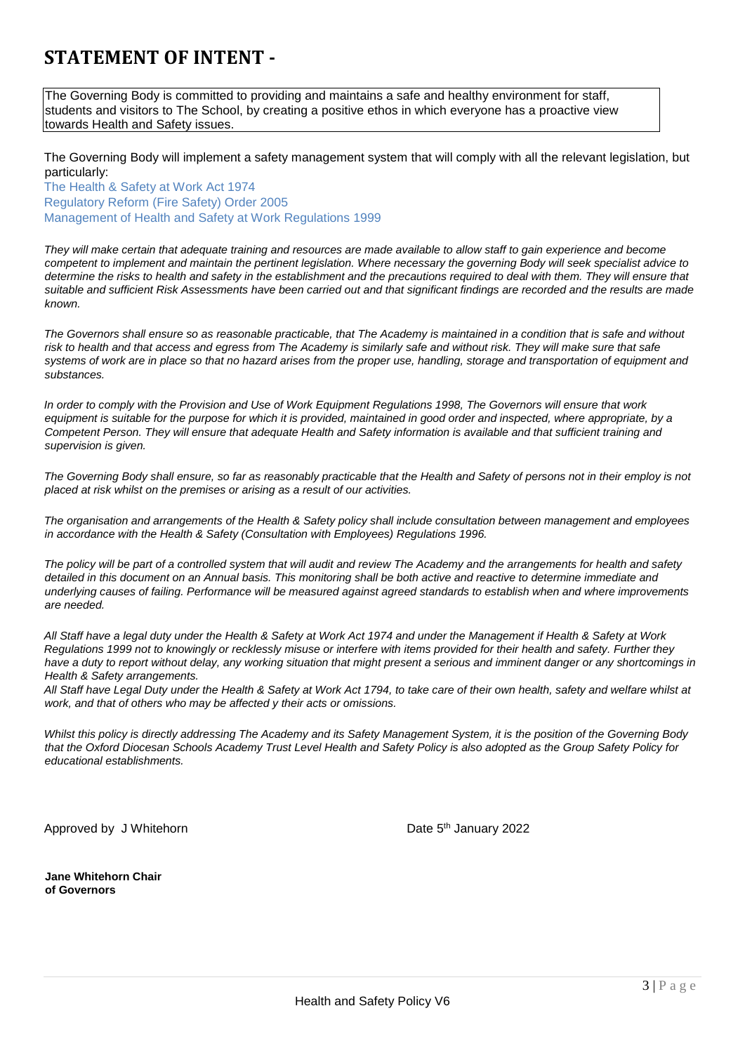# STATEMENT OF INTENT -

The Governing Body is committed to providing and maintains a safe and healthy environment for staff, students and visitors to The School, by creating a positive ethos in which everyone has a proactive view towards Health and Safety issues.

The Governing Body will implement a safety management system that will comply with all the relevant legislation, but particularly:

The Health & Safety at Work Act 1974
Regulatory Reform (Fire Safety) Order 2005
Management of Health and Safety at Work Regulations 1999

*They will make certain that adequate training and resources are made available to allow staff to gain experience and become competent to implement and maintain the pertinent legislation. Where necessary the governing Body will seek specialist advice to determine the risks to health and safety in the establishment and the precautions required to deal with them. They will ensure that suitable and sufficient Risk Assessments have been carried out and that significant findings are recorded and the results are made known.*

*The Governors shall ensure so as reasonable practicable, that The Academy is maintained in a condition that is safe and without risk to health and that access and egress from The Academy is similarly safe and without risk. They will make sure that safe systems of work are in place so that no hazard arises from the proper use, handling, storage and transportation of equipment and substances.*

*In order to comply with the Provision and Use of Work Equipment Regulations 1998, The Governors will ensure that work equipment is suitable for the purpose for which it is provided, maintained in good order and inspected, where appropriate, by a Competent Person. They will ensure that adequate Health and Safety information is available and that sufficient training and supervision is given.*

*The Governing Body shall ensure, so far as reasonably practicable that the Health and Safety of persons not in their employ is not placed at risk whilst on the premises or arising as a result of our activities.*

*The organisation and arrangements of the Health & Safety policy shall include consultation between management and employees in accordance with the Health & Safety (Consultation with Employees) Regulations 1996.*

*The policy will be part of a controlled system that will audit and review The Academy and the arrangements for health and safety detailed in this document on an Annual basis. This monitoring shall be both active and reactive to determine immediate and underlying causes of failing. Performance will be measured against agreed standards to establish when and where improvements are needed.*

*All Staff have a legal duty under the Health & Safety at Work Act 1974 and under the Management if Health & Safety at Work Regulations 1999 not to knowingly or recklessly misuse or interfere with items provided for their health and safety. Further they have a duty to report without delay, any working situation that might present a serious and imminent danger or any shortcomings in Health & Safety arrangements.*
*All Staff have Legal Duty under the Health & Safety at Work Act 1794, to take care of their own health, safety and welfare whilst at work, and that of others who may be affected y their acts or omissions.*

*Whilst this policy is directly addressing The Academy and its Safety Management System, it is the position of the Governing Body that the Oxford Diocesan Schools Academy Trust Level Health and Safety Policy is also adopted as the Group Safety Policy for educational establishments.*

Approved by J Whitehorn

Date 5th January 2022

**Jane Whitehorn Chair of Governors**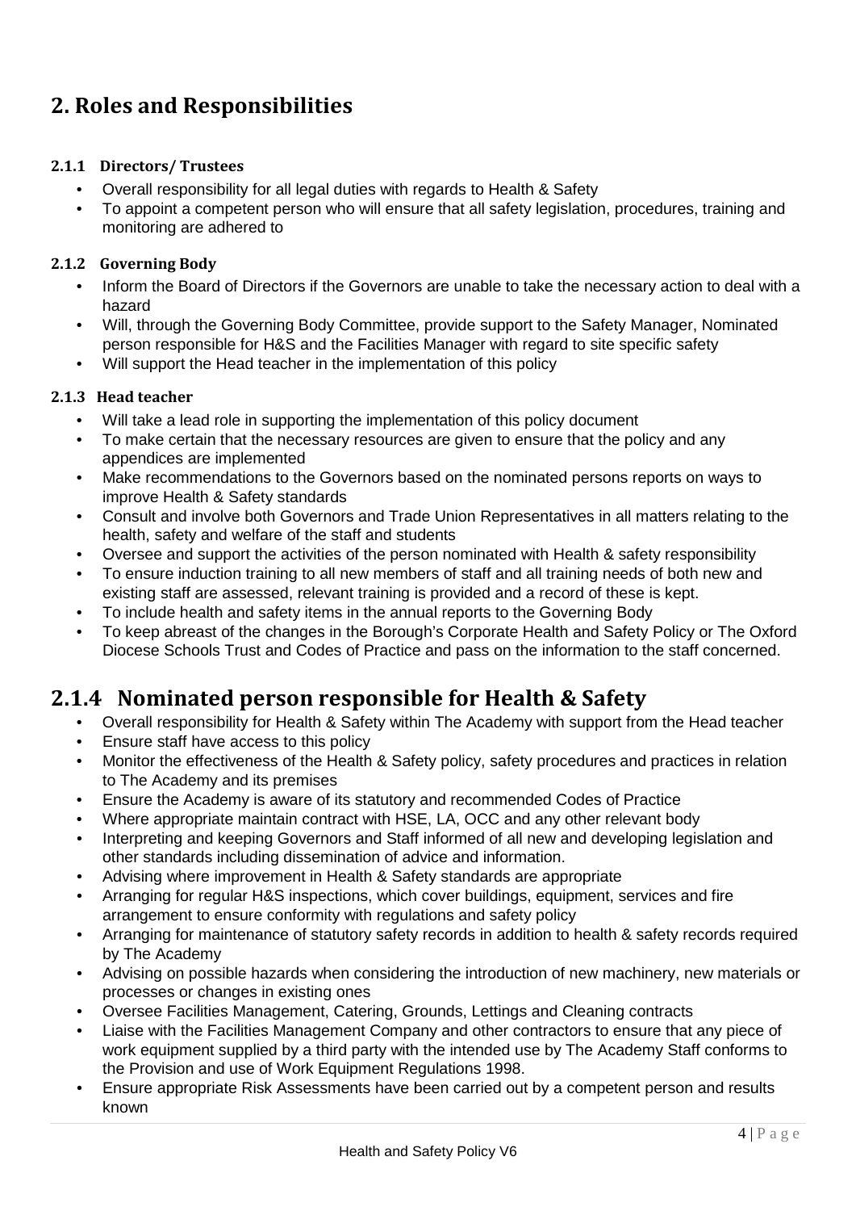# 2. Roles and Responsibilities

### 2.1.1 Directors/ Trustees

- Overall responsibility for all legal duties with regards to Health & Safety
- To appoint a competent person who will ensure that all safety legislation, procedures, training and monitoring are adhered to

### 2.1.2 Governing Body

- Inform the Board of Directors if the Governors are unable to take the necessary action to deal with a hazard
- Will, through the Governing Body Committee, provide support to the Safety Manager, Nominated person responsible for H&S and the Facilities Manager with regard to site specific safety
- Will support the Head teacher in the implementation of this policy

### 2.1.3 Head teacher

- Will take a lead role in supporting the implementation of this policy document
- To make certain that the necessary resources are given to ensure that the policy and any appendices are implemented
- Make recommendations to the Governors based on the nominated persons reports on ways to improve Health & Safety standards
- Consult and involve both Governors and Trade Union Representatives in all matters relating to the health, safety and welfare of the staff and students
- Oversee and support the activities of the person nominated with Health & safety responsibility
- To ensure induction training to all new members of staff and all training needs of both new and existing staff are assessed, relevant training is provided and a record of these is kept.
- To include health and safety items in the annual reports to the Governing Body
- To keep abreast of the changes in the Borough's Corporate Health and Safety Policy or The Oxford Diocese Schools Trust and Codes of Practice and pass on the information to the staff concerned.

## 2.1.4 Nominated person responsible for Health & Safety

- Overall responsibility for Health & Safety within The Academy with support from the Head teacher
- Ensure staff have access to this policy
- Monitor the effectiveness of the Health & Safety policy, safety procedures and practices in relation to The Academy and its premises
- Ensure the Academy is aware of its statutory and recommended Codes of Practice
- Where appropriate maintain contract with HSE, LA, OCC and any other relevant body
- Interpreting and keeping Governors and Staff informed of all new and developing legislation and other standards including dissemination of advice and information.
- Advising where improvement in Health & Safety standards are appropriate
- Arranging for regular H&S inspections, which cover buildings, equipment, services and fire arrangement to ensure conformity with regulations and safety policy
- Arranging for maintenance of statutory safety records in addition to health & safety records required by The Academy
- Advising on possible hazards when considering the introduction of new machinery, new materials or processes or changes in existing ones
- Oversee Facilities Management, Catering, Grounds, Lettings and Cleaning contracts
- Liaise with the Facilities Management Company and other contractors to ensure that any piece of work equipment supplied by a third party with the intended use by The Academy Staff conforms to the Provision and use of Work Equipment Regulations 1998.
- Ensure appropriate Risk Assessments have been carried out by a competent person and results known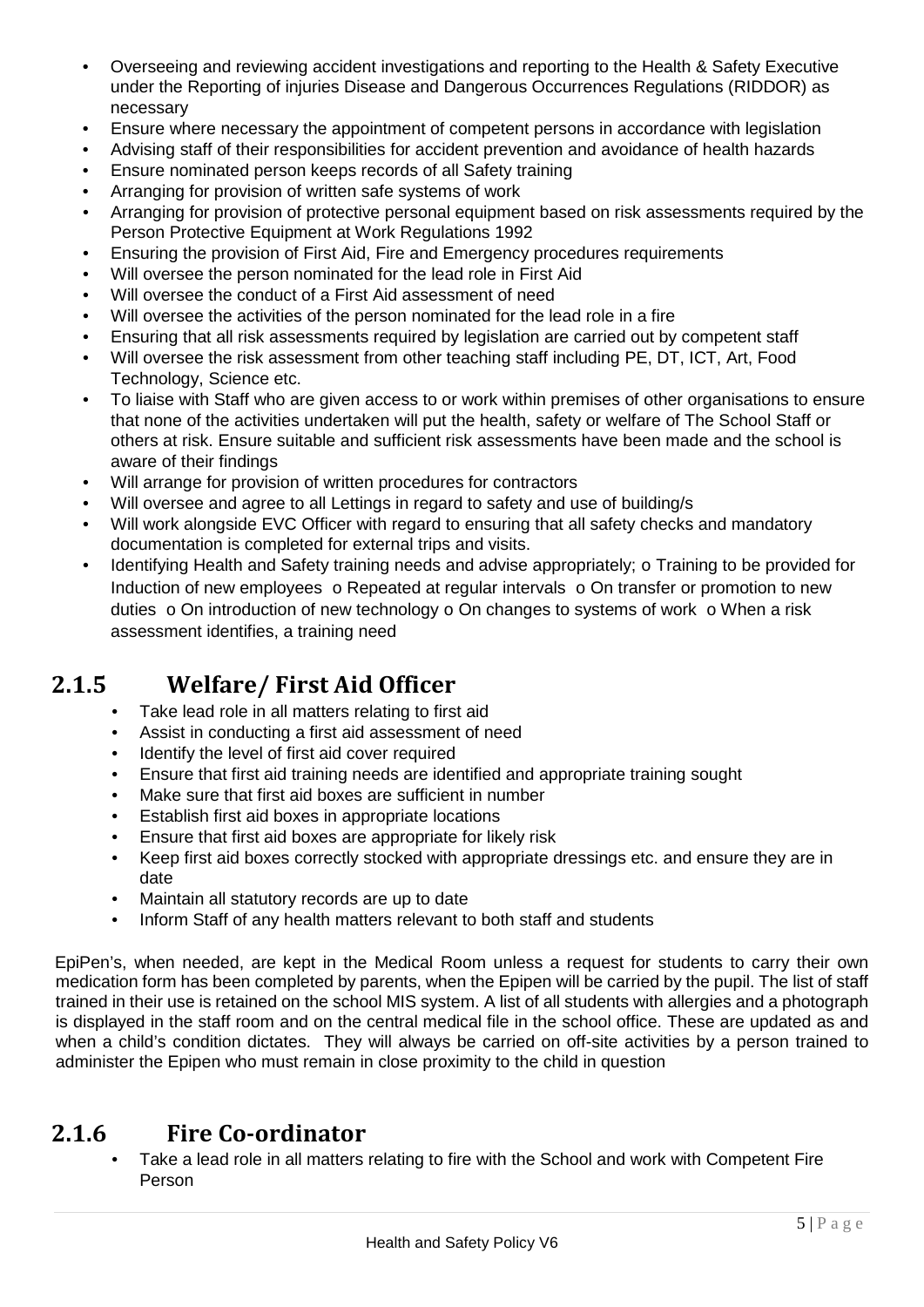- Overseeing and reviewing accident investigations and reporting to the Health & Safety Executive under the Reporting of injuries Disease and Dangerous Occurrences Regulations (RIDDOR) as necessary
- Ensure where necessary the appointment of competent persons in accordance with legislation
- Advising staff of their responsibilities for accident prevention and avoidance of health hazards
- Ensure nominated person keeps records of all Safety training
- Arranging for provision of written safe systems of work
- Arranging for provision of protective personal equipment based on risk assessments required by the Person Protective Equipment at Work Regulations 1992
- Ensuring the provision of First Aid, Fire and Emergency procedures requirements
- Will oversee the person nominated for the lead role in First Aid
- Will oversee the conduct of a First Aid assessment of need
- Will oversee the activities of the person nominated for the lead role in a fire
- Ensuring that all risk assessments required by legislation are carried out by competent staff
- Will oversee the risk assessment from other teaching staff including PE, DT, ICT, Art, Food Technology, Science etc.
- To liaise with Staff who are given access to or work within premises of other organisations to ensure that none of the activities undertaken will put the health, safety or welfare of The School Staff or others at risk. Ensure suitable and sufficient risk assessments have been made and the school is aware of their findings
- Will arrange for provision of written procedures for contractors
- Will oversee and agree to all Lettings in regard to safety and use of building/s
- Will work alongside EVC Officer with regard to ensuring that all safety checks and mandatory documentation is completed for external trips and visits.
- Identifying Health and Safety training needs and advise appropriately; o Training to be provided for Induction of new employees o Repeated at regular intervals o On transfer or promotion to new duties o On introduction of new technology o On changes to systems of work o When a risk assessment identifies, a training need

## 2.1.5 Welfare/ First Aid Officer

- Take lead role in all matters relating to first aid
- Assist in conducting a first aid assessment of need
- Identify the level of first aid cover required
- Ensure that first aid training needs are identified and appropriate training sought
- Make sure that first aid boxes are sufficient in number
- Establish first aid boxes in appropriate locations
- Ensure that first aid boxes are appropriate for likely risk
- Keep first aid boxes correctly stocked with appropriate dressings etc. and ensure they are in date
- Maintain all statutory records are up to date
- Inform Staff of any health matters relevant to both staff and students

EpiPen's, when needed, are kept in the Medical Room unless a request for students to carry their own medication form has been completed by parents, when the Epipen will be carried by the pupil. The list of staff trained in their use is retained on the school MIS system. A list of all students with allergies and a photograph is displayed in the staff room and on the central medical file in the school office. These are updated as and when a child's condition dictates. They will always be carried on off-site activities by a person trained to administer the Epipen who must remain in close proximity to the child in question

## 2.1.6 Fire Co-ordinator

- Take a lead role in all matters relating to fire with the School and work with Competent Fire Person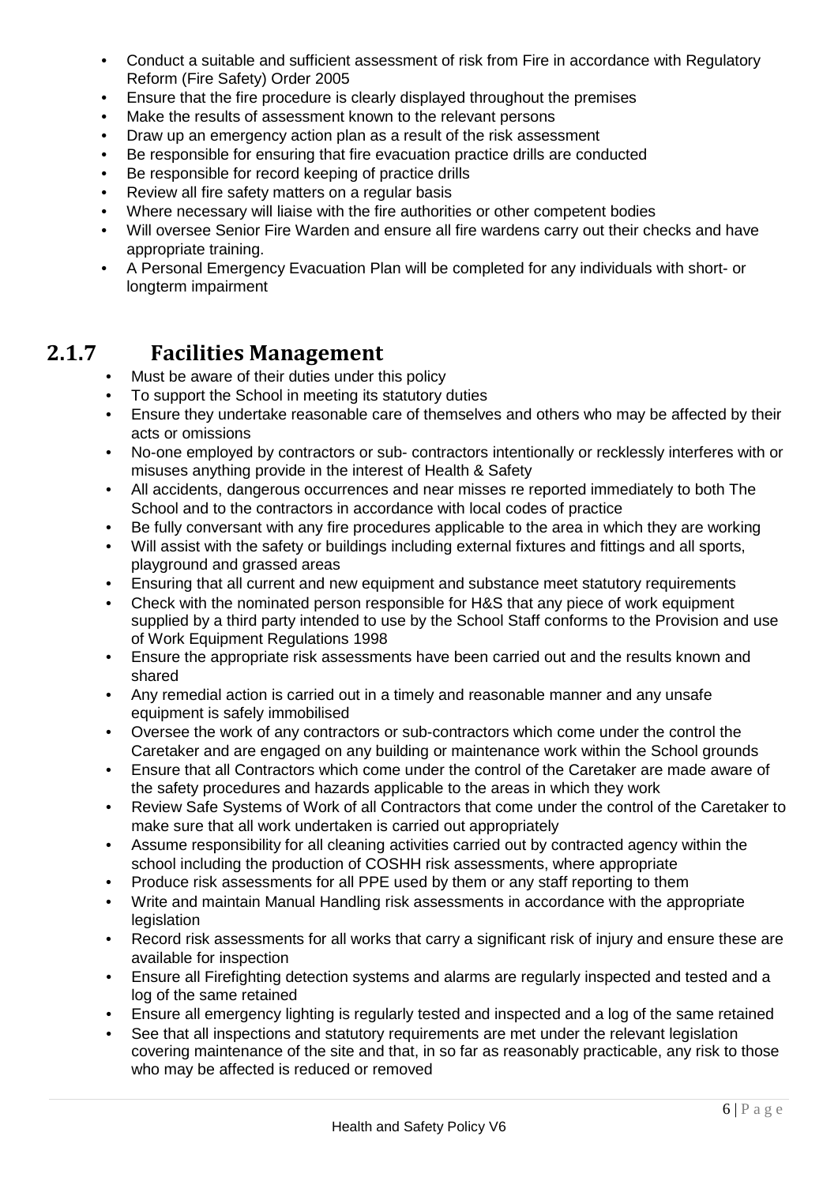- Conduct a suitable and sufficient assessment of risk from Fire in accordance with Regulatory Reform (Fire Safety) Order 2005
- Ensure that the fire procedure is clearly displayed throughout the premises
- Make the results of assessment known to the relevant persons
- Draw up an emergency action plan as a result of the risk assessment
- Be responsible for ensuring that fire evacuation practice drills are conducted
- Be responsible for record keeping of practice drills
- Review all fire safety matters on a regular basis
- Where necessary will liaise with the fire authorities or other competent bodies
- Will oversee Senior Fire Warden and ensure all fire wardens carry out their checks and have appropriate training.
- A Personal Emergency Evacuation Plan will be completed for any individuals with short- or longterm impairment

### 2.1.7 Facilities Management

- Must be aware of their duties under this policy
- To support the School in meeting its statutory duties
- Ensure they undertake reasonable care of themselves and others who may be affected by their acts or omissions
- No-one employed by contractors or sub- contractors intentionally or recklessly interferes with or misuses anything provide in the interest of Health & Safety
- All accidents, dangerous occurrences and near misses re reported immediately to both The School and to the contractors in accordance with local codes of practice
- Be fully conversant with any fire procedures applicable to the area in which they are working
- Will assist with the safety or buildings including external fixtures and fittings and all sports, playground and grassed areas
- Ensuring that all current and new equipment and substance meet statutory requirements
- Check with the nominated person responsible for H&S that any piece of work equipment supplied by a third party intended to use by the School Staff conforms to the Provision and use of Work Equipment Regulations 1998
- Ensure the appropriate risk assessments have been carried out and the results known and shared
- Any remedial action is carried out in a timely and reasonable manner and any unsafe equipment is safely immobilised
- Oversee the work of any contractors or sub-contractors which come under the control the Caretaker and are engaged on any building or maintenance work within the School grounds
- Ensure that all Contractors which come under the control of the Caretaker are made aware of the safety procedures and hazards applicable to the areas in which they work
- Review Safe Systems of Work of all Contractors that come under the control of the Caretaker to make sure that all work undertaken is carried out appropriately
- Assume responsibility for all cleaning activities carried out by contracted agency within the school including the production of COSHH risk assessments, where appropriate
- Produce risk assessments for all PPE used by them or any staff reporting to them
- Write and maintain Manual Handling risk assessments in accordance with the appropriate legislation
- Record risk assessments for all works that carry a significant risk of injury and ensure these are available for inspection
- Ensure all Firefighting detection systems and alarms are regularly inspected and tested and a log of the same retained
- Ensure all emergency lighting is regularly tested and inspected and a log of the same retained
- See that all inspections and statutory requirements are met under the relevant legislation covering maintenance of the site and that, in so far as reasonably practicable, any risk to those who may be affected is reduced or removed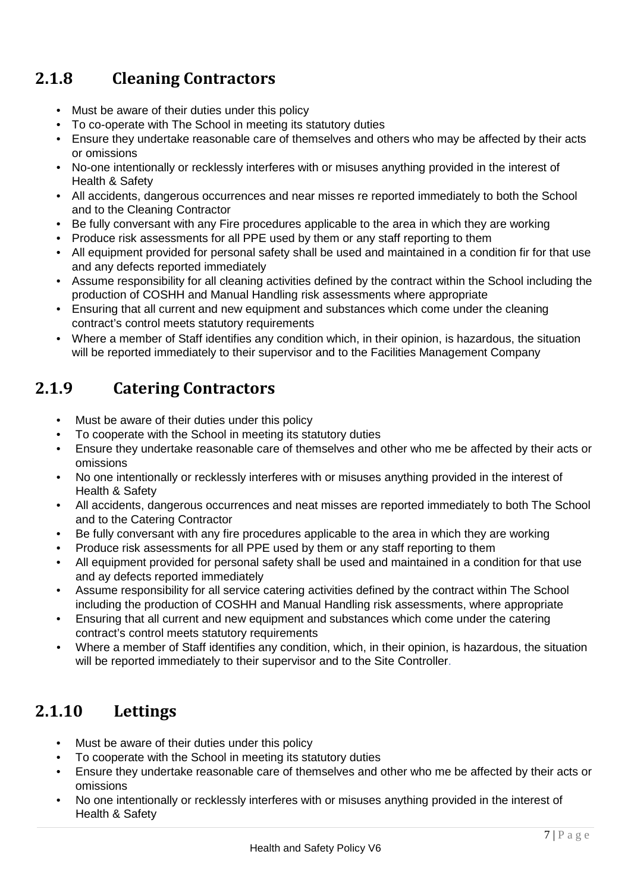## 2.1.8 Cleaning Contractors

- Must be aware of their duties under this policy
- To co-operate with The School in meeting its statutory duties
- Ensure they undertake reasonable care of themselves and others who may be affected by their acts or omissions
- No-one intentionally or recklessly interferes with or misuses anything provided in the interest of Health & Safety
- All accidents, dangerous occurrences and near misses re reported immediately to both the School and to the Cleaning Contractor
- Be fully conversant with any Fire procedures applicable to the area in which they are working
- Produce risk assessments for all PPE used by them or any staff reporting to them
- All equipment provided for personal safety shall be used and maintained in a condition fir for that use and any defects reported immediately
- Assume responsibility for all cleaning activities defined by the contract within the School including the production of COSHH and Manual Handling risk assessments where appropriate
- Ensuring that all current and new equipment and substances which come under the cleaning contract's control meets statutory requirements
- Where a member of Staff identifies any condition which, in their opinion, is hazardous, the situation will be reported immediately to their supervisor and to the Facilities Management Company

## 2.1.9 Catering Contractors

- Must be aware of their duties under this policy
- To cooperate with the School in meeting its statutory duties
- Ensure they undertake reasonable care of themselves and other who me be affected by their acts or omissions
- No one intentionally or recklessly interferes with or misuses anything provided in the interest of Health & Safety
- All accidents, dangerous occurrences and neat misses are reported immediately to both The School and to the Catering Contractor
- Be fully conversant with any fire procedures applicable to the area in which they are working
- Produce risk assessments for all PPE used by them or any staff reporting to them
- All equipment provided for personal safety shall be used and maintained in a condition for that use and ay defects reported immediately
- Assume responsibility for all service catering activities defined by the contract within The School including the production of COSHH and Manual Handling risk assessments, where appropriate
- Ensuring that all current and new equipment and substances which come under the catering contract's control meets statutory requirements
- Where a member of Staff identifies any condition, which, in their opinion, is hazardous, the situation will be reported immediately to their supervisor and to the Site Controller.

## 2.1.10 Lettings

- Must be aware of their duties under this policy
- To cooperate with the School in meeting its statutory duties
- Ensure they undertake reasonable care of themselves and other who me be affected by their acts or omissions
- No one intentionally or recklessly interferes with or misuses anything provided in the interest of Health & Safety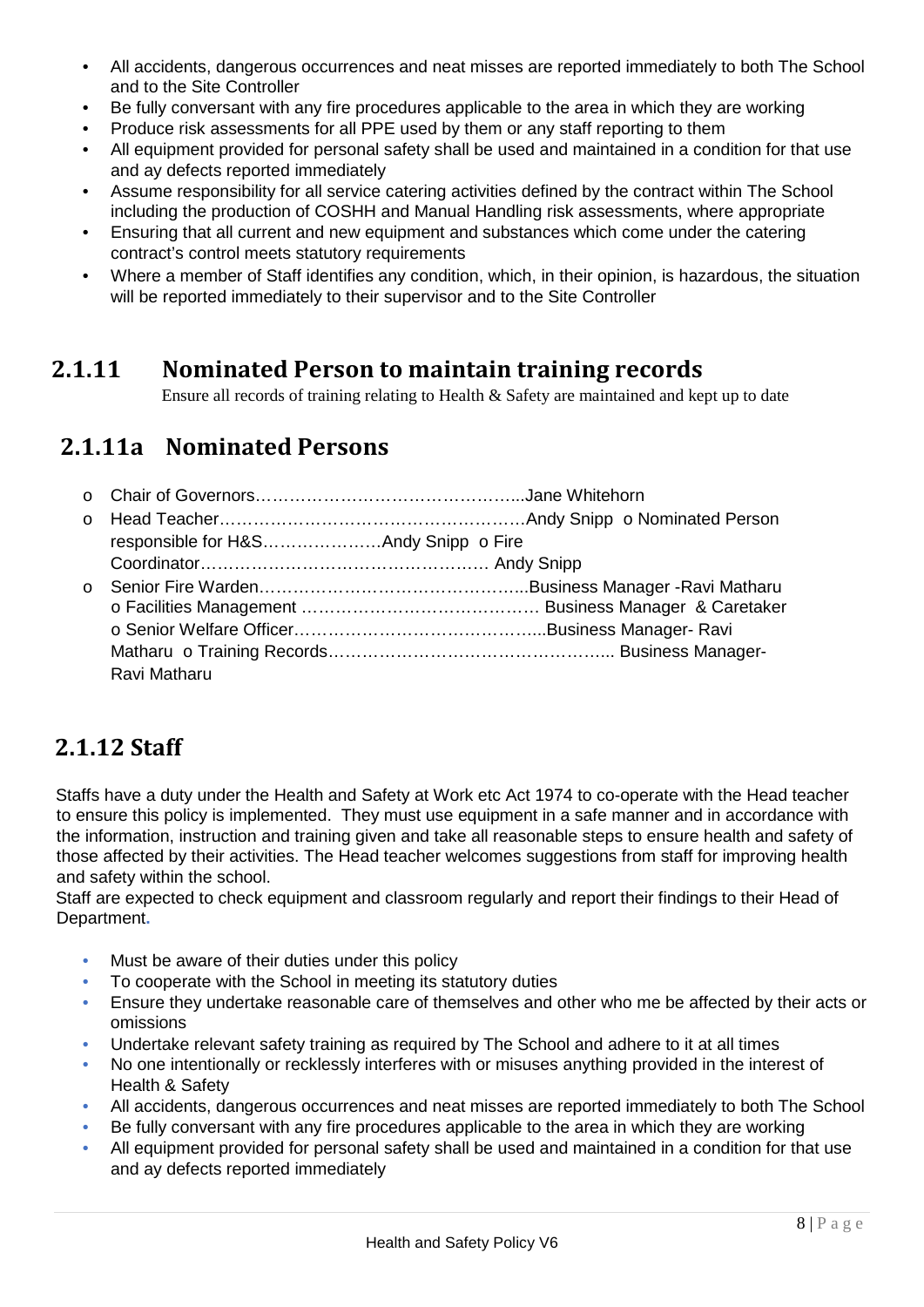- All accidents, dangerous occurrences and neat misses are reported immediately to both The School and to the Site Controller
- Be fully conversant with any fire procedures applicable to the area in which they are working
- Produce risk assessments for all PPE used by them or any staff reporting to them
- All equipment provided for personal safety shall be used and maintained in a condition for that use and ay defects reported immediately
- Assume responsibility for all service catering activities defined by the contract within The School including the production of COSHH and Manual Handling risk assessments, where appropriate
- Ensuring that all current and new equipment and substances which come under the catering contract's control meets statutory requirements
- Where a member of Staff identifies any condition, which, in their opinion, is hazardous, the situation will be reported immediately to their supervisor and to the Site Controller

## 2.1.11 Nominated Person to maintain training records

Ensure all records of training relating to Health & Safety are maintained and kept up to date

## 2.1.11a Nominated Persons

- Chair of Governors………………………………………...Jane Whitehorn
- Head Teacher………………………………………………Andy Snipp
- Nominated Person responsible for H&S…………………Andy Snipp
- Fire Coordinator…………………………………………… Andy Snipp
- Senior Fire Warden………………………………………..Business Manager -Ravi Matharu
- Facilities Management …………………………………… Business Manager & Caretaker
- Senior Welfare Officer……………………………………...Business Manager- Ravi Matharu
- Training Records………………………………………….. Business Manager- Ravi Matharu

## 2.1.12 Staff

Staffs have a duty under the Health and Safety at Work etc Act 1974 to co-operate with the Head teacher to ensure this policy is implemented. They must use equipment in a safe manner and in accordance with the information, instruction and training given and take all reasonable steps to ensure health and safety of those affected by their activities. The Head teacher welcomes suggestions from staff for improving health and safety within the school.

Staff are expected to check equipment and classroom regularly and report their findings to their Head of Department.

- Must be aware of their duties under this policy
- To cooperate with the School in meeting its statutory duties
- Ensure they undertake reasonable care of themselves and other who me be affected by their acts or omissions
- Undertake relevant safety training as required by The School and adhere to it at all times
- No one intentionally or recklessly interferes with or misuses anything provided in the interest of Health & Safety
- All accidents, dangerous occurrences and neat misses are reported immediately to both The School
- Be fully conversant with any fire procedures applicable to the area in which they are working
- All equipment provided for personal safety shall be used and maintained in a condition for that use and ay defects reported immediately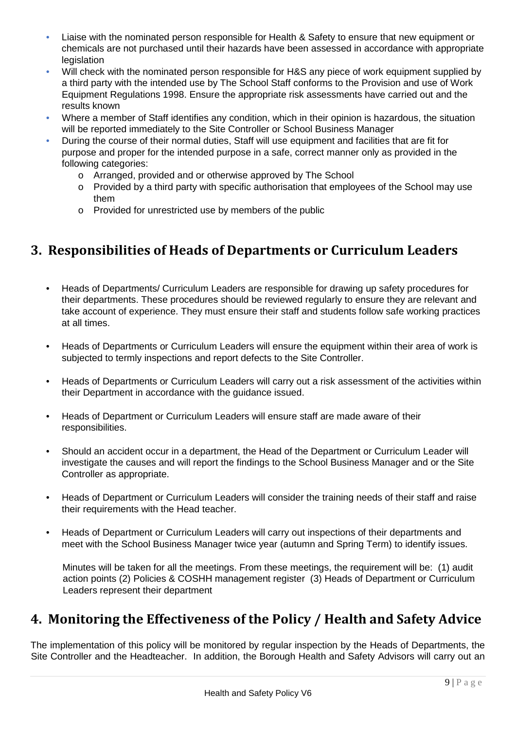- Liaise with the nominated person responsible for Health & Safety to ensure that new equipment or chemicals are not purchased until their hazards have been assessed in accordance with appropriate legislation
- Will check with the nominated person responsible for H&S any piece of work equipment supplied by a third party with the intended use by The School Staff conforms to the Provision and use of Work Equipment Regulations 1998. Ensure the appropriate risk assessments have carried out and the results known
- Where a member of Staff identifies any condition, which in their opinion is hazardous, the situation will be reported immediately to the Site Controller or School Business Manager
- During the course of their normal duties, Staff will use equipment and facilities that are fit for purpose and proper for the intended purpose in a safe, correct manner only as provided in the following categories:
    - Arranged, provided and or otherwise approved by The School
    - Provided by a third party with specific authorisation that employees of the School may use them
    - Provided for unrestricted use by members of the public

## 3. Responsibilities of Heads of Departments or Curriculum Leaders

- Heads of Departments/ Curriculum Leaders are responsible for drawing up safety procedures for their departments. These procedures should be reviewed regularly to ensure they are relevant and take account of experience. They must ensure their staff and students follow safe working practices at all times.

- Heads of Departments or Curriculum Leaders will ensure the equipment within their area of work is subjected to termly inspections and report defects to the Site Controller.

- Heads of Departments or Curriculum Leaders will carry out a risk assessment of the activities within their Department in accordance with the guidance issued.

- Heads of Department or Curriculum Leaders will ensure staff are made aware of their responsibilities.

- Should an accident occur in a department, the Head of the Department or Curriculum Leader will investigate the causes and will report the findings to the School Business Manager and or the Site Controller as appropriate.

- Heads of Department or Curriculum Leaders will consider the training needs of their staff and raise their requirements with the Head teacher.

- Heads of Department or Curriculum Leaders will carry out inspections of their departments and meet with the School Business Manager twice year (autumn and Spring Term) to identify issues.

  Minutes will be taken for all the meetings. From these meetings, the requirement will be: (1) audit action points (2) Policies & COSHH management register (3) Heads of Department or Curriculum Leaders represent their department

## 4. Monitoring the Effectiveness of the Policy / Health and Safety Advice

The implementation of this policy will be monitored by regular inspection by the Heads of Departments, the Site Controller and the Headteacher. In addition, the Borough Health and Safety Advisors will carry out an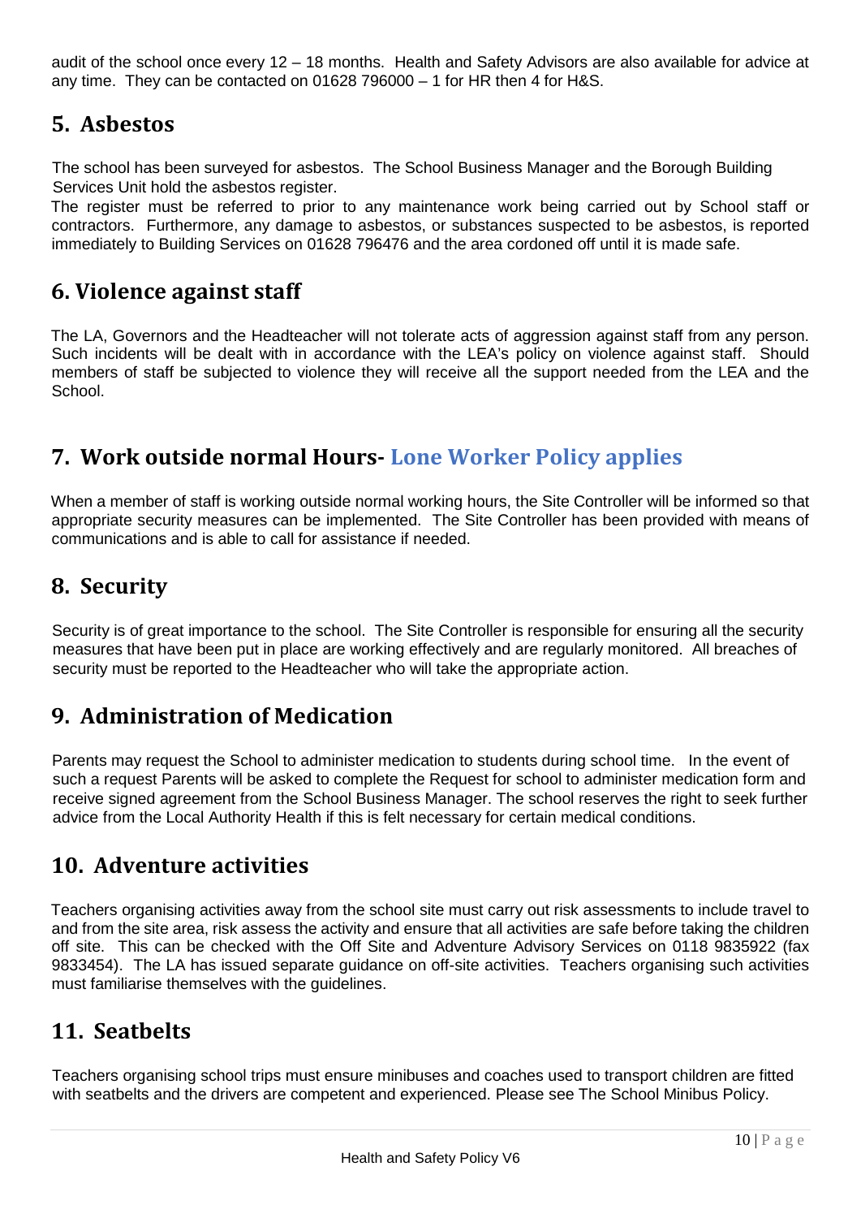audit of the school once every 12 – 18 months. Health and Safety Advisors are also available for advice at any time. They can be contacted on 01628 796000 – 1 for HR then 4 for H&S.

## 5. Asbestos

The school has been surveyed for asbestos. The School Business Manager and the Borough Building Services Unit hold the asbestos register.

The register must be referred to prior to any maintenance work being carried out by School staff or contractors. Furthermore, any damage to asbestos, or substances suspected to be asbestos, is reported immediately to Building Services on 01628 796476 and the area cordoned off until it is made safe.

## 6. Violence against staff

The LA, Governors and the Headteacher will not tolerate acts of aggression against staff from any person. Such incidents will be dealt with in accordance with the LEA's policy on violence against staff. Should members of staff be subjected to violence they will receive all the support needed from the LEA and the School.

## 7. Work outside normal Hours- Lone Worker Policy applies

When a member of staff is working outside normal working hours, the Site Controller will be informed so that appropriate security measures can be implemented. The Site Controller has been provided with means of communications and is able to call for assistance if needed.

## 8. Security

Security is of great importance to the school. The Site Controller is responsible for ensuring all the security measures that have been put in place are working effectively and are regularly monitored. All breaches of security must be reported to the Headteacher who will take the appropriate action.

## 9. Administration of Medication

Parents may request the School to administer medication to students during school time. In the event of such a request Parents will be asked to complete the Request for school to administer medication form and receive signed agreement from the School Business Manager. The school reserves the right to seek further advice from the Local Authority Health if this is felt necessary for certain medical conditions.

## 10. Adventure activities

Teachers organising activities away from the school site must carry out risk assessments to include travel to and from the site area, risk assess the activity and ensure that all activities are safe before taking the children off site. This can be checked with the Off Site and Adventure Advisory Services on 0118 9835922 (fax 9833454). The LA has issued separate guidance on off-site activities. Teachers organising such activities must familiarise themselves with the guidelines.

## 11. Seatbelts

Teachers organising school trips must ensure minibuses and coaches used to transport children are fitted with seatbelts and the drivers are competent and experienced. Please see The School Minibus Policy.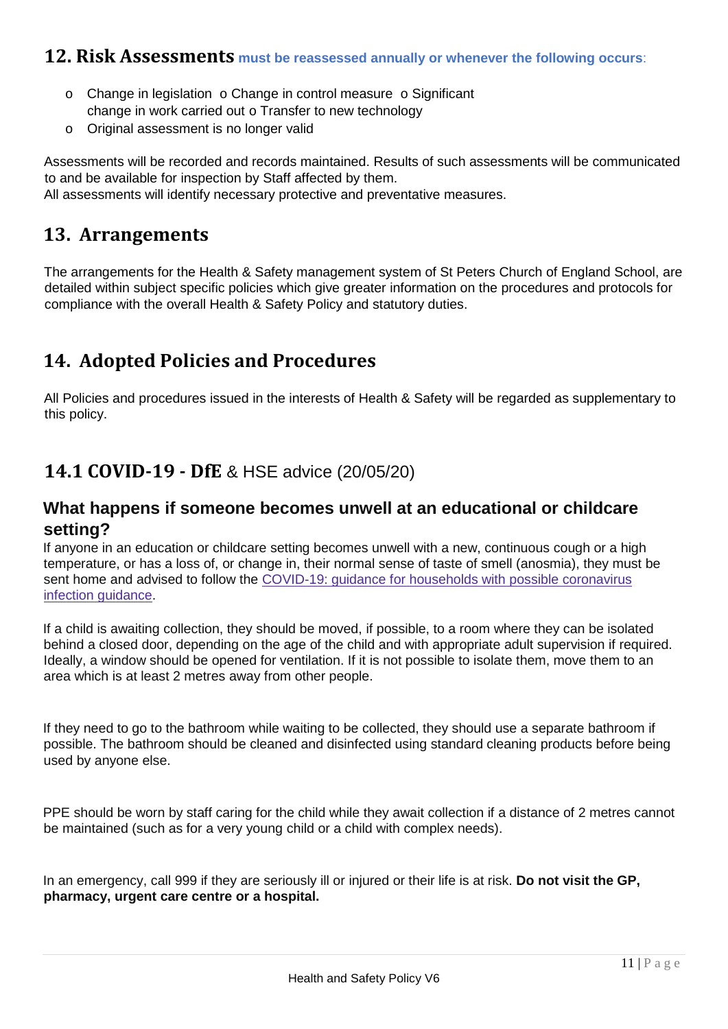## 12. Risk Assessments **must be reassessed annually or whenever the following occurs**:

- Change in legislation
- Change in control measure
- Significant change in work carried out
- Transfer to new technology
- Original assessment is no longer valid

Assessments will be recorded and records maintained. Results of such assessments will be communicated to and be available for inspection by Staff affected by them.
All assessments will identify necessary protective and preventative measures.

## 13. Arrangements

The arrangements for the Health & Safety management system of St Peters Church of England School, are detailed within subject specific policies which give greater information on the procedures and protocols for compliance with the overall Health & Safety Policy and statutory duties.

## 14. Adopted Policies and Procedures

All Policies and procedures issued in the interests of Health & Safety will be regarded as supplementary to this policy.

## 14.1 COVID-19 - DfE & HSE advice (20/05/20)

### What happens if someone becomes unwell at an educational or childcare setting?

If anyone in an education or childcare setting becomes unwell with a new, continuous cough or a high temperature, or has a loss of, or change in, their normal sense of taste of smell (anosmia), they must be sent home and advised to follow the COVID-19: guidance for households with possible coronavirus infection guidance.

If a child is awaiting collection, they should be moved, if possible, to a room where they can be isolated behind a closed door, depending on the age of the child and with appropriate adult supervision if required. Ideally, a window should be opened for ventilation. If it is not possible to isolate them, move them to an area which is at least 2 metres away from other people.

If they need to go to the bathroom while waiting to be collected, they should use a separate bathroom if possible. The bathroom should be cleaned and disinfected using standard cleaning products before being used by anyone else.

PPE should be worn by staff caring for the child while they await collection if a distance of 2 metres cannot be maintained (such as for a very young child or a child with complex needs).

In an emergency, call 999 if they are seriously ill or injured or their life is at risk. **Do not visit the GP, pharmacy, urgent care centre or a hospital.**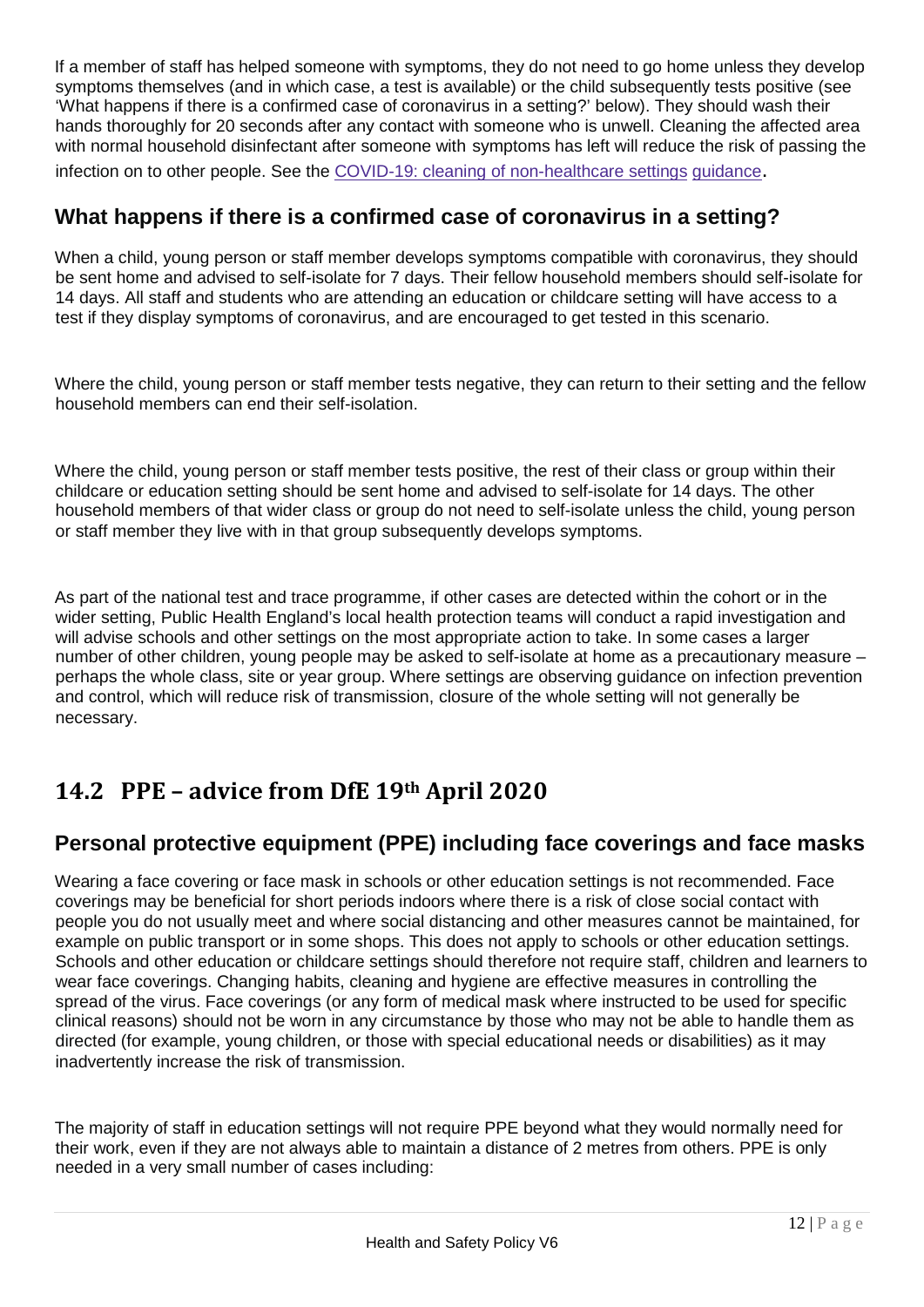If a member of staff has helped someone with symptoms, they do not need to go home unless they develop symptoms themselves (and in which case, a test is available) or the child subsequently tests positive (see 'What happens if there is a confirmed case of coronavirus in a setting?' below). They should wash their hands thoroughly for 20 seconds after any contact with someone who is unwell. Cleaning the affected area with normal household disinfectant after someone with symptoms has left will reduce the risk of passing the infection on to other people. See the [COVID-19: cleaning of non-healthcare settings guidance](#).

### What happens if there is a confirmed case of coronavirus in a setting?

When a child, young person or staff member develops symptoms compatible with coronavirus, they should be sent home and advised to self-isolate for 7 days. Their fellow household members should self-isolate for 14 days. All staff and students who are attending an education or childcare setting will have access to a test if they display symptoms of coronavirus, and are encouraged to get tested in this scenario.

Where the child, young person or staff member tests negative, they can return to their setting and the fellow household members can end their self-isolation.

Where the child, young person or staff member tests positive, the rest of their class or group within their childcare or education setting should be sent home and advised to self-isolate for 14 days. The other household members of that wider class or group do not need to self-isolate unless the child, young person or staff member they live with in that group subsequently develops symptoms.

As part of the national test and trace programme, if other cases are detected within the cohort or in the wider setting, Public Health England's local health protection teams will conduct a rapid investigation and will advise schools and other settings on the most appropriate action to take. In some cases a larger number of other children, young people may be asked to self-isolate at home as a precautionary measure – perhaps the whole class, site or year group. Where settings are observing guidance on infection prevention and control, which will reduce risk of transmission, closure of the whole setting will not generally be necessary.

## 14.2 PPE – advice from DfE 19th April 2020

### Personal protective equipment (PPE) including face coverings and face masks

Wearing a face covering or face mask in schools or other education settings is not recommended. Face coverings may be beneficial for short periods indoors where there is a risk of close social contact with people you do not usually meet and where social distancing and other measures cannot be maintained, for example on public transport or in some shops. This does not apply to schools or other education settings. Schools and other education or childcare settings should therefore not require staff, children and learners to wear face coverings. Changing habits, cleaning and hygiene are effective measures in controlling the spread of the virus. Face coverings (or any form of medical mask where instructed to be used for specific clinical reasons) should not be worn in any circumstance by those who may not be able to handle them as directed (for example, young children, or those with special educational needs or disabilities) as it may inadvertently increase the risk of transmission.

The majority of staff in education settings will not require PPE beyond what they would normally need for their work, even if they are not always able to maintain a distance of 2 metres from others. PPE is only needed in a very small number of cases including: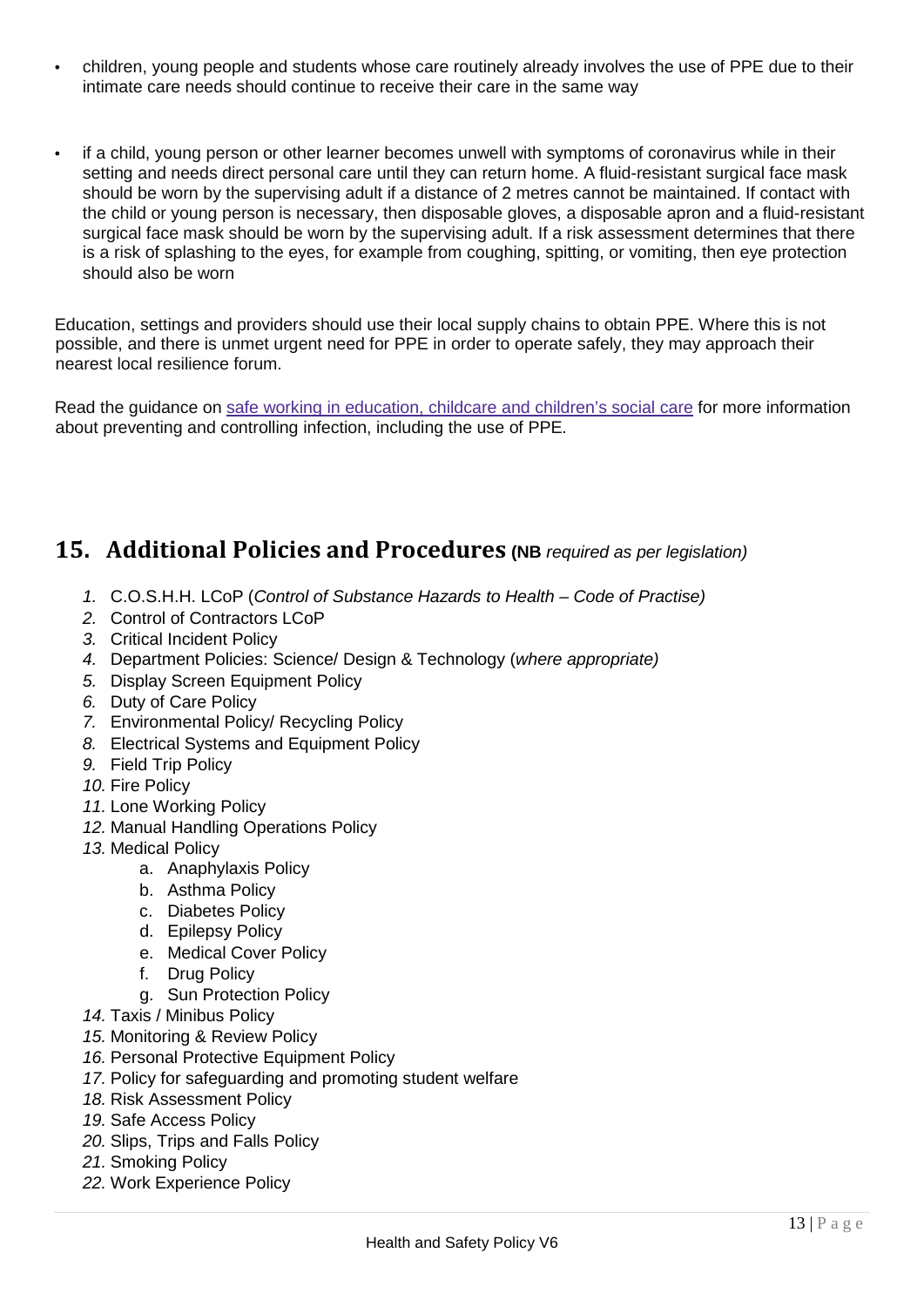- children, young people and students whose care routinely already involves the use of PPE due to their intimate care needs should continue to receive their care in the same way

- if a child, young person or other learner becomes unwell with symptoms of coronavirus while in their setting and needs direct personal care until they can return home. A fluid-resistant surgical face mask should be worn by the supervising adult if a distance of 2 metres cannot be maintained. If contact with the child or young person is necessary, then disposable gloves, a disposable apron and a fluid-resistant surgical face mask should be worn by the supervising adult. If a risk assessment determines that there is a risk of splashing to the eyes, for example from coughing, spitting, or vomiting, then eye protection should also be worn

Education, settings and providers should use their local supply chains to obtain PPE. Where this is not possible, and there is unmet urgent need for PPE in order to operate safely, they may approach their nearest local resilience forum.

Read the guidance on safe working in education, childcare and children's social care for more information about preventing and controlling infection, including the use of PPE.

## 15. Additional Policies and Procedures (NB *required as per legislation)*

1. C.O.S.H.H. LCoP (*Control of Substance Hazards to Health – Code of Practise)*
2. Control of Contractors LCoP
3. Critical Incident Policy
4. Department Policies: Science/ Design & Technology (*where appropriate)*
5. Display Screen Equipment Policy
6. Duty of Care Policy
7. Environmental Policy/ Recycling Policy
8. Electrical Systems and Equipment Policy
9. Field Trip Policy
10. Fire Policy
11. Lone Working Policy
12. Manual Handling Operations Policy
13. Medical Policy
    a. Anaphylaxis Policy
    b. Asthma Policy
    c. Diabetes Policy
    d. Epilepsy Policy
    e. Medical Cover Policy
    f. Drug Policy
    g. Sun Protection Policy
14. Taxis / Minibus Policy
15. Monitoring & Review Policy
16. Personal Protective Equipment Policy
17. Policy for safeguarding and promoting student welfare
18. Risk Assessment Policy
19. Safe Access Policy
20. Slips, Trips and Falls Policy
21. Smoking Policy
22. Work Experience Policy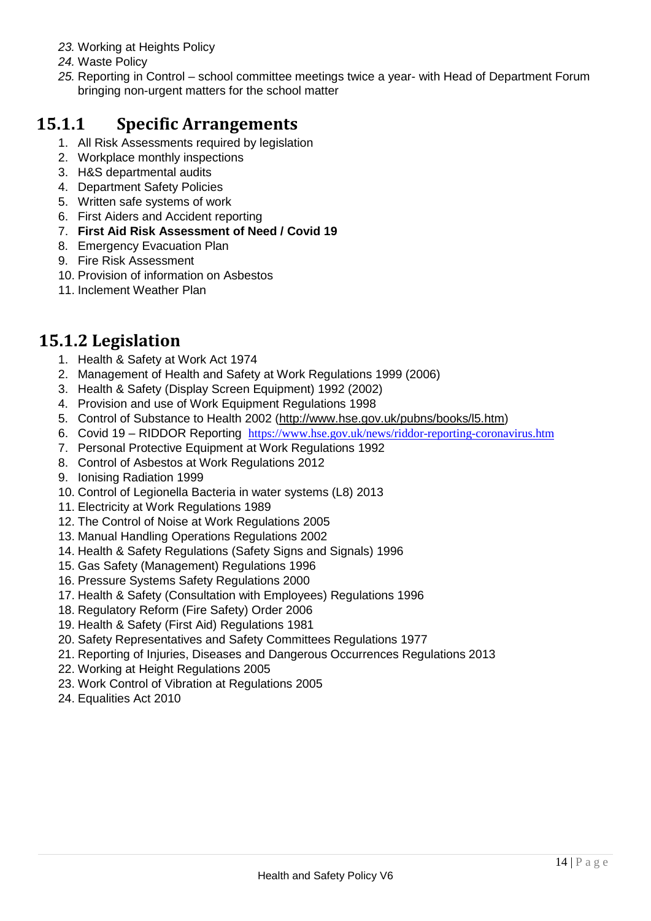23. Working at Heights Policy
24. Waste Policy
25. Reporting in Control – school committee meetings twice a year- with Head of Department Forum bringing non-urgent matters for the school matter

## 15.1.1 Specific Arrangements

1. All Risk Assessments required by legislation
2. Workplace monthly inspections
3. H&S departmental audits
4. Department Safety Policies
5. Written safe systems of work
6. First Aiders and Accident reporting
7. **First Aid Risk Assessment of Need / Covid 19**
8. Emergency Evacuation Plan
9. Fire Risk Assessment
10. Provision of information on Asbestos
11. Inclement Weather Plan

## 15.1.2 Legislation

1. Health & Safety at Work Act 1974
2. Management of Health and Safety at Work Regulations 1999 (2006)
3. Health & Safety (Display Screen Equipment) 1992 (2002)
4. Provision and use of Work Equipment Regulations 1998
5. Control of Substance to Health 2002 (http://www.hse.gov.uk/pubns/books/l5.htm)
6. Covid 19 – RIDDOR Reporting https://www.hse.gov.uk/news/riddor-reporting-coronavirus.htm
7. Personal Protective Equipment at Work Regulations 1992
8. Control of Asbestos at Work Regulations 2012
9. Ionising Radiation 1999
10. Control of Legionella Bacteria in water systems (L8) 2013
11. Electricity at Work Regulations 1989
12. The Control of Noise at Work Regulations 2005
13. Manual Handling Operations Regulations 2002
14. Health & Safety Regulations (Safety Signs and Signals) 1996
15. Gas Safety (Management) Regulations 1996
16. Pressure Systems Safety Regulations 2000
17. Health & Safety (Consultation with Employees) Regulations 1996
18. Regulatory Reform (Fire Safety) Order 2006
19. Health & Safety (First Aid) Regulations 1981
20. Safety Representatives and Safety Committees Regulations 1977
21. Reporting of Injuries, Diseases and Dangerous Occurrences Regulations 2013
22. Working at Height Regulations 2005
23. Work Control of Vibration at Regulations 2005
24. Equalities Act 2010